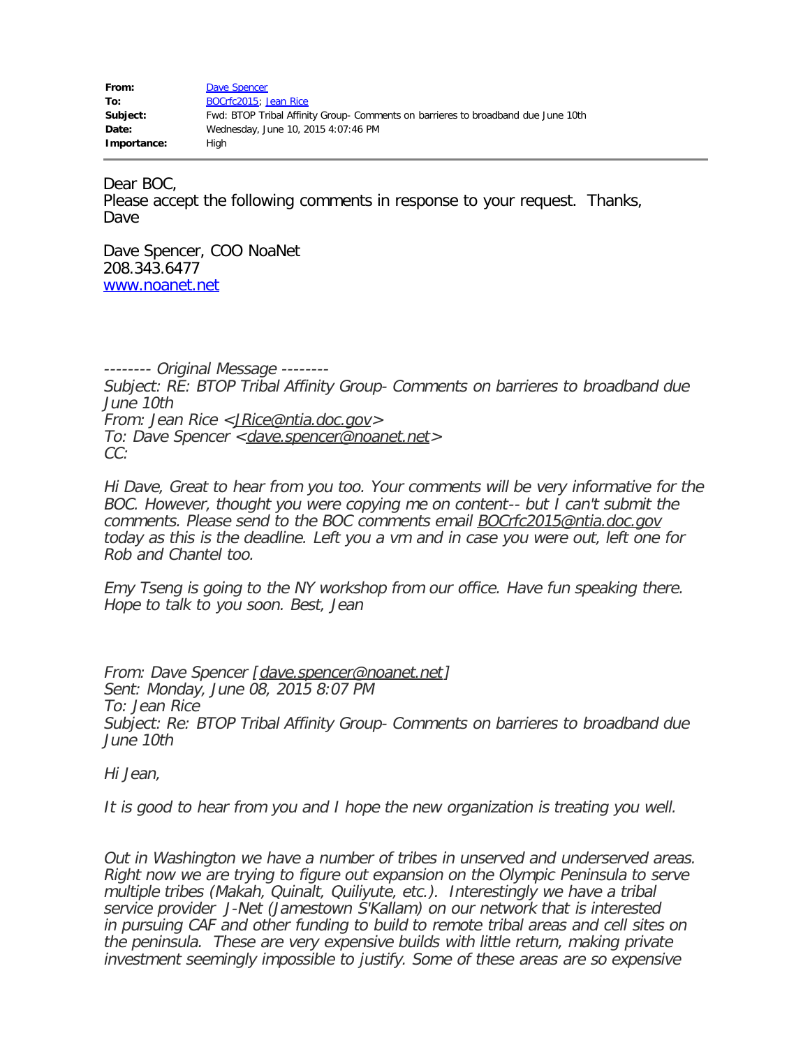| | |
|---|---|
| **From:** | Dave Spencer |
| **To:** | BOCrfc2015; Jean Rice |
| **Subject:** | Fwd: BTOP Tribal Affinity Group- Comments on barrieres to broadband due June 10th |
| **Date:** | Wednesday, June 10, 2015 4:07:46 PM |
| **Importance:** | High |

---

Dear BOC,
Please accept the following comments in response to your request. Thanks,
Dave

Dave Spencer, COO NoaNet
208.343.6477
www.noanet.net

*-------- Original Message --------*
*Subject: RE: BTOP Tribal Affinity Group- Comments on barrieres to broadband due June 10th*
*From: Jean Rice <JRice@ntia.doc.gov>*
*To: Dave Spencer <dave.spencer@noanet.net>*
*CC:*

*Hi Dave, Great to hear from you too. Your comments will be very informative for the BOC. However, thought you were copying me on content-- but I can't submit the comments. Please send to the BOC comments email BOCrfc2015@ntia.doc.gov today as this is the deadline. Left you a vm and in case you were out, left one for Rob and Chantel too.*

*Emy Tseng is going to the NY workshop from our office. Have fun speaking there. Hope to talk to you soon. Best, Jean*

*From: Dave Spencer [dave.spencer@noanet.net]*
*Sent: Monday, June 08, 2015 8:07 PM*
*To: Jean Rice*
*Subject: Re: BTOP Tribal Affinity Group- Comments on barrieres to broadband due June 10th*

*Hi Jean,*

*It is good to hear from you and I hope the new organization is treating you well.*

*Out in Washington we have a number of tribes in unserved and underserved areas. Right now we are trying to figure out expansion on the Olympic Peninsula to serve multiple tribes (Makah, Quinalt, Quiliyute, etc.). Interestingly we have a tribal service provider J-Net (Jamestown S'Kallam) on our network that is interested in pursuing CAF and other funding to build to remote tribal areas and cell sites on the peninsula. These are very expensive builds with little return, making private investment seemingly impossible to justify. Some of these areas are so expensive*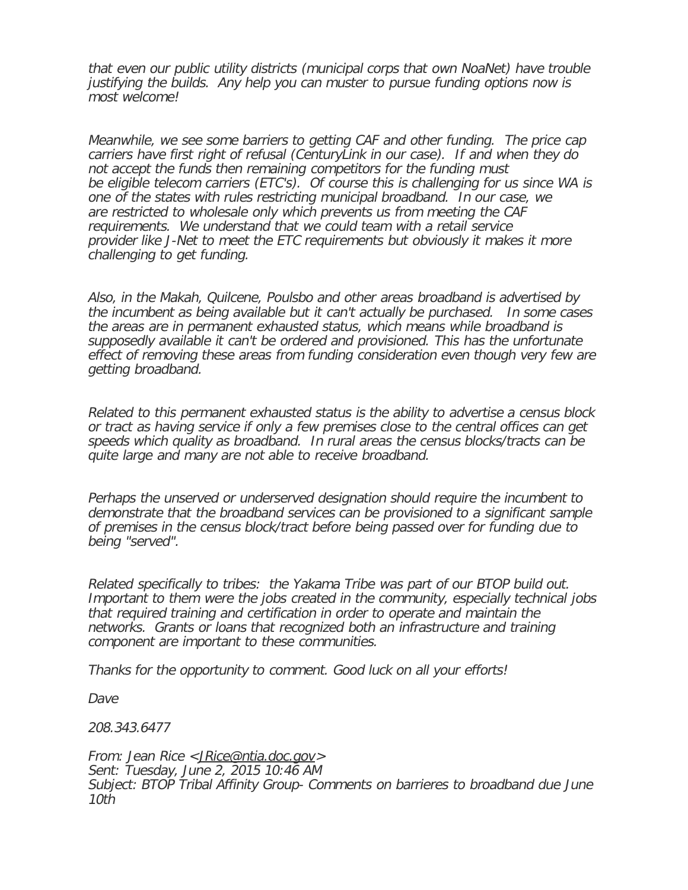*that even our public utility districts (municipal corps that own NoaNet) have trouble justifying the builds. Any help you can muster to pursue funding options now is most welcome!*

*Meanwhile, we see some barriers to getting CAF and other funding. The price cap carriers have first right of refusal (CenturyLink in our case). If and when they do not accept the funds then remaining competitors for the funding must be eligible telecom carriers (ETC's). Of course this is challenging for us since WA is one of the states with rules restricting municipal broadband. In our case, we are restricted to wholesale only which prevents us from meeting the CAF requirements. We understand that we could team with a retail service provider like J-Net to meet the ETC requirements but obviously it makes it more challenging to get funding.*

*Also, in the Makah, Quilcene, Poulsbo and other areas broadband is advertised by the incumbent as being available but it can't actually be purchased. In some cases the areas are in permanent exhausted status, which means while broadband is supposedly available it can't be ordered and provisioned. This has the unfortunate effect of removing these areas from funding consideration even though very few are getting broadband.*

*Related to this permanent exhausted status is the ability to advertise a census block or tract as having service if only a few premises close to the central offices can get speeds which quality as broadband. In rural areas the census blocks/tracts can be quite large and many are not able to receive broadband.*

*Perhaps the unserved or underserved designation should require the incumbent to demonstrate that the broadband services can be provisioned to a significant sample of premises in the census block/tract before being passed over for funding due to being "served".*

*Related specifically to tribes: the Yakama Tribe was part of our BTOP build out. Important to them were the jobs created in the community, especially technical jobs that required training and certification in order to operate and maintain the networks. Grants or loans that recognized both an infrastructure and training component are important to these communities.*

*Thanks for the opportunity to comment. Good luck on all your efforts!*

*Dave*

*208.343.6477*

*From: Jean Rice <JRice@ntia.doc.gov>*
*Sent: Tuesday, June 2, 2015 10:46 AM*
*Subject: BTOP Tribal Affinity Group- Comments on barrieres to broadband due June 10th*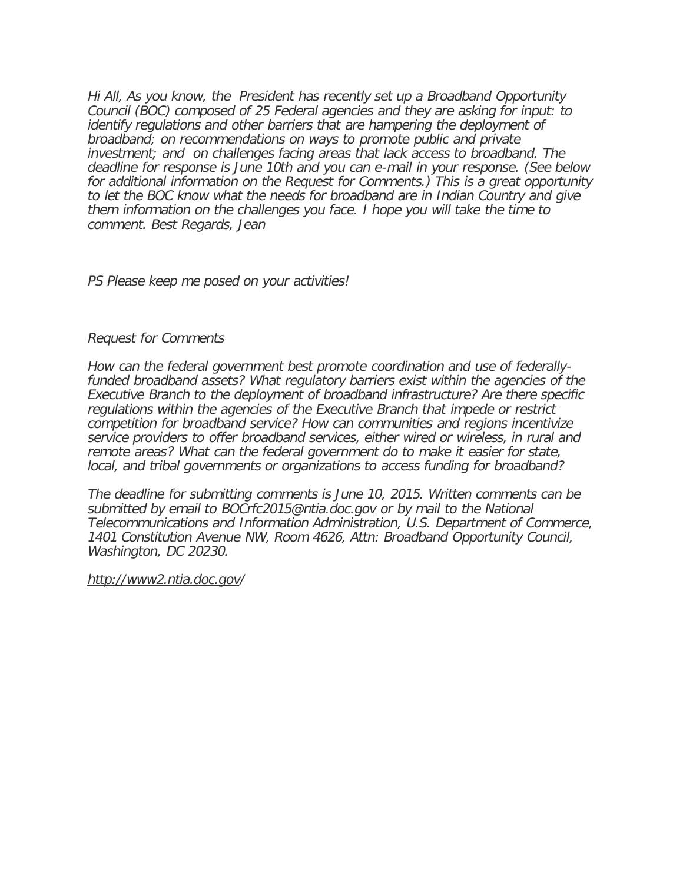*Hi All, As you know, the President has recently set up a Broadband Opportunity Council (BOC) composed of 25 Federal agencies and they are asking for input: to identify regulations and other barriers that are hampering the deployment of broadband; on recommendations on ways to promote public and private investment; and on challenges facing areas that lack access to broadband. The deadline for response is June 10th and you can e-mail in your response. (See below for additional information on the Request for Comments.) This is a great opportunity to let the BOC know what the needs for broadband are in Indian Country and give them information on the challenges you face. I hope you will take the time to comment. Best Regards, Jean*

*PS Please keep me posed on your activities!*

*Request for Comments*

*How can the federal government best promote coordination and use of federally-funded broadband assets? What regulatory barriers exist within the agencies of the Executive Branch to the deployment of broadband infrastructure? Are there specific regulations within the agencies of the Executive Branch that impede or restrict competition for broadband service? How can communities and regions incentivize service providers to offer broadband services, either wired or wireless, in rural and remote areas? What can the federal government do to make it easier for state, local, and tribal governments or organizations to access funding for broadband?*

*The deadline for submitting comments is June 10, 2015. Written comments can be submitted by email to BOCrfc2015@ntia.doc.gov or by mail to the National Telecommunications and Information Administration, U.S. Department of Commerce, 1401 Constitution Avenue NW, Room 4626, Attn: Broadband Opportunity Council, Washington, DC 20230.*

*http://www2.ntia.doc.gov/*